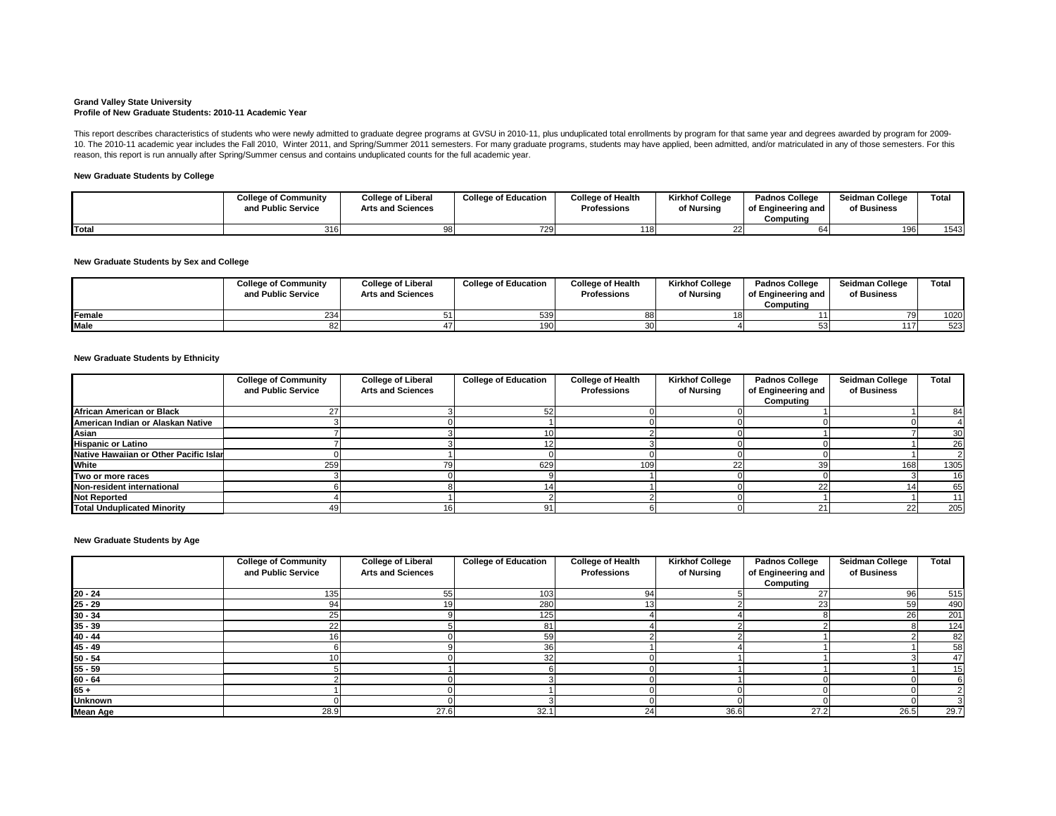**Grand Valley State University**
**Profile of New Graduate Students: 2010-11 Academic Year**

This report describes characteristics of students who were newly admitted to graduate degree programs at GVSU in 2010-11, plus unduplicated total enrollments by program for that same year and degrees awarded by program for 2009-10. The 2010-11 academic year includes the Fall 2010, Winter 2011, and Spring/Summer 2011 semesters. For many graduate programs, students may have applied, been admitted, and/or matriculated in any of those semesters. For this reason, this report is run annually after Spring/Summer census and contains unduplicated counts for the full academic year.

**New Graduate Students by College**

| | College of Community and Public Service | College of Liberal Arts and Sciences | College of Education | College of Health Professions | Kirkhof College of Nursing | Padnos College of Engineering and Computing | Seidman College of Business | Total |
|---|---|---|---|---|---|---|---|---|
| **Total** | 316 | 98 | 729 | 118 | 22 | 64 | 196 | 1543 |

**New Graduate Students by Sex and College**

| | College of Community and Public Service | College of Liberal Arts and Sciences | College of Education | College of Health Professions | Kirkhof College of Nursing | Padnos College of Engineering and Computing | Seidman College of Business | Total |
|---|---|---|---|---|---|---|---|---|
| **Female** | 234 | 51 | 539 | 88 | 18 | 11 | 79 | 1020 |
| **Male** | 82 | 47 | 190 | 30 | 4 | 53 | 117 | 523 |

**New Graduate Students by Ethnicity**

| | College of Community and Public Service | College of Liberal Arts and Sciences | College of Education | College of Health Professions | Kirkhof College of Nursing | Padnos College of Engineering and Computing | Seidman College of Business | Total |
|---|---|---|---|---|---|---|---|---|
| **African American or Black** | 27 | 3 | 52 | 0 | 0 | 1 | 1 | 84 |
| **American Indian or Alaskan Native** | 3 | 0 | 1 | 0 | 0 | 0 | 0 | 4 |
| **Asian** | 7 | 3 | 10 | 2 | 0 | 1 | 7 | 30 |
| **Hispanic or Latino** | 7 | 3 | 12 | 3 | 0 | 0 | 1 | 26 |
| **Native Hawaiian or Other Pacific Islar** | 0 | 1 | 0 | 0 | 0 | 0 | 1 | 2 |
| **White** | 259 | 79 | 629 | 109 | 22 | 39 | 168 | 1305 |
| **Two or more races** | 3 | 0 | 9 | 1 | 0 | 0 | 3 | 16 |
| **Non-resident international** | 6 | 8 | 14 | 1 | 0 | 22 | 14 | 65 |
| **Not Reported** | 4 | 1 | 2 | 2 | 0 | 1 | 1 | 11 |
| **Total Unduplicated Minority** | 49 | 16 | 91 | 6 | 0 | 21 | 22 | 205 |

**New Graduate Students by Age**

| | College of Community and Public Service | College of Liberal Arts and Sciences | College of Education | College of Health Professions | Kirkhof College of Nursing | Padnos College of Engineering and Computing | Seidman College of Business | Total |
|---|---|---|---|---|---|---|---|---|
| **20 - 24** | 135 | 55 | 103 | 94 | 5 | 27 | 96 | 515 |
| **25 - 29** | 94 | 19 | 280 | 13 | 2 | 23 | 59 | 490 |
| **30 - 34** | 25 | 9 | 125 | 4 | 4 | 8 | 26 | 201 |
| **35 - 39** | 22 | 5 | 81 | 4 | 2 | 2 | 8 | 124 |
| **40 - 44** | 16 | 0 | 59 | 2 | 2 | 1 | 2 | 82 |
| **45 - 49** | 6 | 9 | 36 | 1 | 4 | 1 | 1 | 58 |
| **50 - 54** | 10 | 0 | 32 | 0 | 1 | 1 | 3 | 47 |
| **55 - 59** | 5 | 1 | 6 | 0 | 1 | 1 | 1 | 15 |
| **60 - 64** | 2 | 0 | 3 | 0 | 1 | 0 | 0 | 6 |
| **65 +** | 1 | 0 | 1 | 0 | 0 | 0 | 0 | 2 |
| **Unknown** | 0 | 0 | 3 | 0 | 0 | 0 | 0 | 3 |
| **Mean Age** | 28.9 | 27.6 | 32.1 | 24 | 36.6 | 27.2 | 26.5 | 29.7 |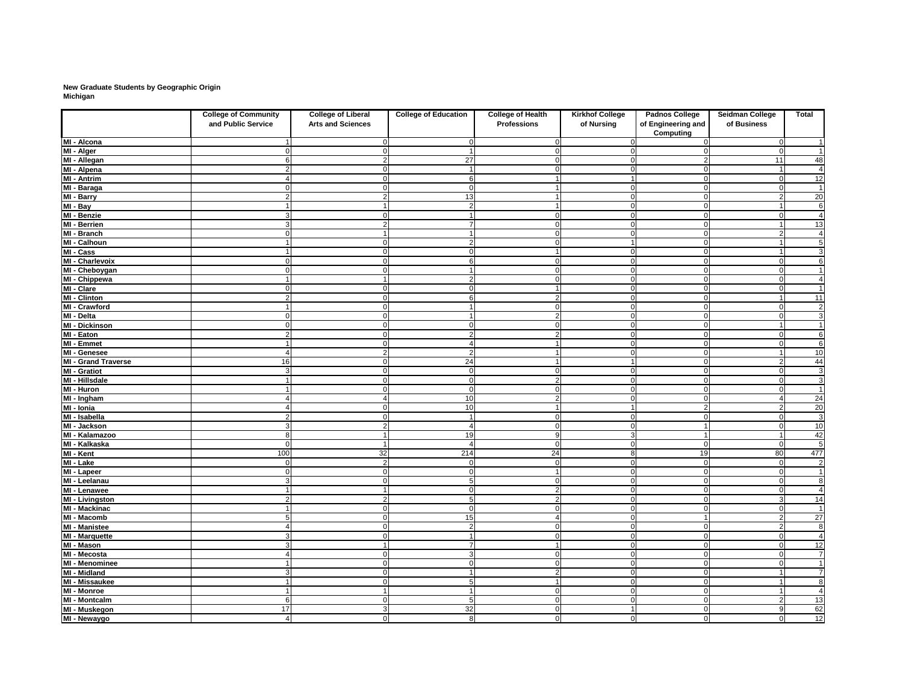**New Graduate Students by Geographic Origin**
**Michigan**

| | College of Community and Public Service | College of Liberal Arts and Sciences | College of Education | College of Health Professions | Kirkhof College of Nursing | Padnos College of Engineering and Computing | Seidman College of Business | Total |
|---|---|---|---|---|---|---|---|---|
| **MI - Alcona** | 1 | 0 | 0 | 0 | 0 | 0 | 0 | 1 |
| **MI - Alger** | 0 | 0 | 1 | 0 | 0 | 0 | 0 | 1 |
| **MI - Allegan** | 6 | 2 | 27 | 0 | 0 | 2 | 11 | 48 |
| **MI - Alpena** | 2 | 0 | 1 | 0 | 0 | 0 | 1 | 4 |
| **MI - Antrim** | 4 | 0 | 6 | 1 | 1 | 0 | 0 | 12 |
| **MI - Baraga** | 0 | 0 | 0 | 1 | 0 | 0 | 0 | 1 |
| **MI - Barry** | 2 | 2 | 13 | 1 | 0 | 0 | 2 | 20 |
| **MI - Bay** | 1 | 1 | 2 | 1 | 0 | 0 | 1 | 6 |
| **MI - Benzie** | 3 | 0 | 1 | 0 | 0 | 0 | 0 | 4 |
| **MI - Berrien** | 3 | 2 | 7 | 0 | 0 | 0 | 1 | 13 |
| **MI - Branch** | 0 | 1 | 1 | 0 | 0 | 0 | 2 | 4 |
| **MI - Calhoun** | 1 | 0 | 2 | 0 | 1 | 0 | 1 | 5 |
| **MI - Cass** | 1 | 0 | 0 | 1 | 0 | 0 | 1 | 3 |
| **MI - Charlevoix** | 0 | 0 | 6 | 0 | 0 | 0 | 0 | 6 |
| **MI - Cheboygan** | 0 | 0 | 1 | 0 | 0 | 0 | 0 | 1 |
| **MI - Chippewa** | 1 | 1 | 2 | 0 | 0 | 0 | 0 | 4 |
| **MI - Clare** | 0 | 0 | 0 | 1 | 0 | 0 | 0 | 1 |
| **MI - Clinton** | 2 | 0 | 6 | 2 | 0 | 0 | 1 | 11 |
| **MI - Crawford** | 1 | 0 | 1 | 0 | 0 | 0 | 0 | 2 |
| **MI - Delta** | 0 | 0 | 1 | 2 | 0 | 0 | 0 | 3 |
| **MI - Dickinson** | 0 | 0 | 0 | 0 | 0 | 0 | 1 | 1 |
| **MI - Eaton** | 2 | 0 | 2 | 2 | 0 | 0 | 0 | 6 |
| **MI - Emmet** | 1 | 0 | 4 | 1 | 0 | 0 | 0 | 6 |
| **MI - Genesee** | 4 | 2 | 2 | 1 | 0 | 0 | 1 | 10 |
| **MI - Grand Traverse** | 16 | 0 | 24 | 1 | 1 | 0 | 2 | 44 |
| **MI - Gratiot** | 3 | 0 | 0 | 0 | 0 | 0 | 0 | 3 |
| **MI - Hillsdale** | 1 | 0 | 0 | 2 | 0 | 0 | 0 | 3 |
| **MI - Huron** | 1 | 0 | 0 | 0 | 0 | 0 | 0 | 1 |
| **MI - Ingham** | 4 | 4 | 10 | 2 | 0 | 0 | 4 | 24 |
| **MI - Ionia** | 4 | 0 | 10 | 1 | 1 | 2 | 2 | 20 |
| **MI - Isabella** | 2 | 0 | 1 | 0 | 0 | 0 | 0 | 3 |
| **MI - Jackson** | 3 | 2 | 4 | 0 | 0 | 1 | 0 | 10 |
| **MI - Kalamazoo** | 8 | 1 | 19 | 9 | 3 | 1 | 1 | 42 |
| **MI - Kalkaska** | 0 | 1 | 4 | 0 | 0 | 0 | 0 | 5 |
| **MI - Kent** | 100 | 32 | 214 | 24 | 8 | 19 | 80 | 477 |
| **MI - Lake** | 0 | 2 | 0 | 0 | 0 | 0 | 0 | 2 |
| **MI - Lapeer** | 0 | 0 | 0 | 1 | 0 | 0 | 0 | 1 |
| **MI - Leelanau** | 3 | 0 | 5 | 0 | 0 | 0 | 0 | 8 |
| **MI - Lenawee** | 1 | 1 | 0 | 2 | 0 | 0 | 0 | 4 |
| **MI - Livingston** | 2 | 2 | 5 | 2 | 0 | 0 | 3 | 14 |
| **MI - Mackinac** | 1 | 0 | 0 | 0 | 0 | 0 | 0 | 1 |
| **MI - Macomb** | 5 | 0 | 15 | 4 | 0 | 1 | 2 | 27 |
| **MI - Manistee** | 4 | 0 | 2 | 0 | 0 | 0 | 2 | 8 |
| **MI - Marquette** | 3 | 0 | 1 | 0 | 0 | 0 | 0 | 4 |
| **MI - Mason** | 3 | 1 | 7 | 1 | 0 | 0 | 0 | 12 |
| **MI - Mecosta** | 4 | 0 | 3 | 0 | 0 | 0 | 0 | 7 |
| **MI - Menominee** | 1 | 0 | 0 | 0 | 0 | 0 | 0 | 1 |
| **MI - Midland** | 3 | 0 | 1 | 2 | 0 | 0 | 1 | 7 |
| **MI - Missaukee** | 1 | 0 | 5 | 1 | 0 | 0 | 1 | 8 |
| **MI - Monroe** | 1 | 1 | 1 | 0 | 0 | 0 | 1 | 4 |
| **MI - Montcalm** | 6 | 0 | 5 | 0 | 0 | 0 | 2 | 13 |
| **MI - Muskegon** | 17 | 3 | 32 | 0 | 1 | 0 | 9 | 62 |
| **MI - Newaygo** | 4 | 0 | 8 | 0 | 0 | 0 | 0 | 12 |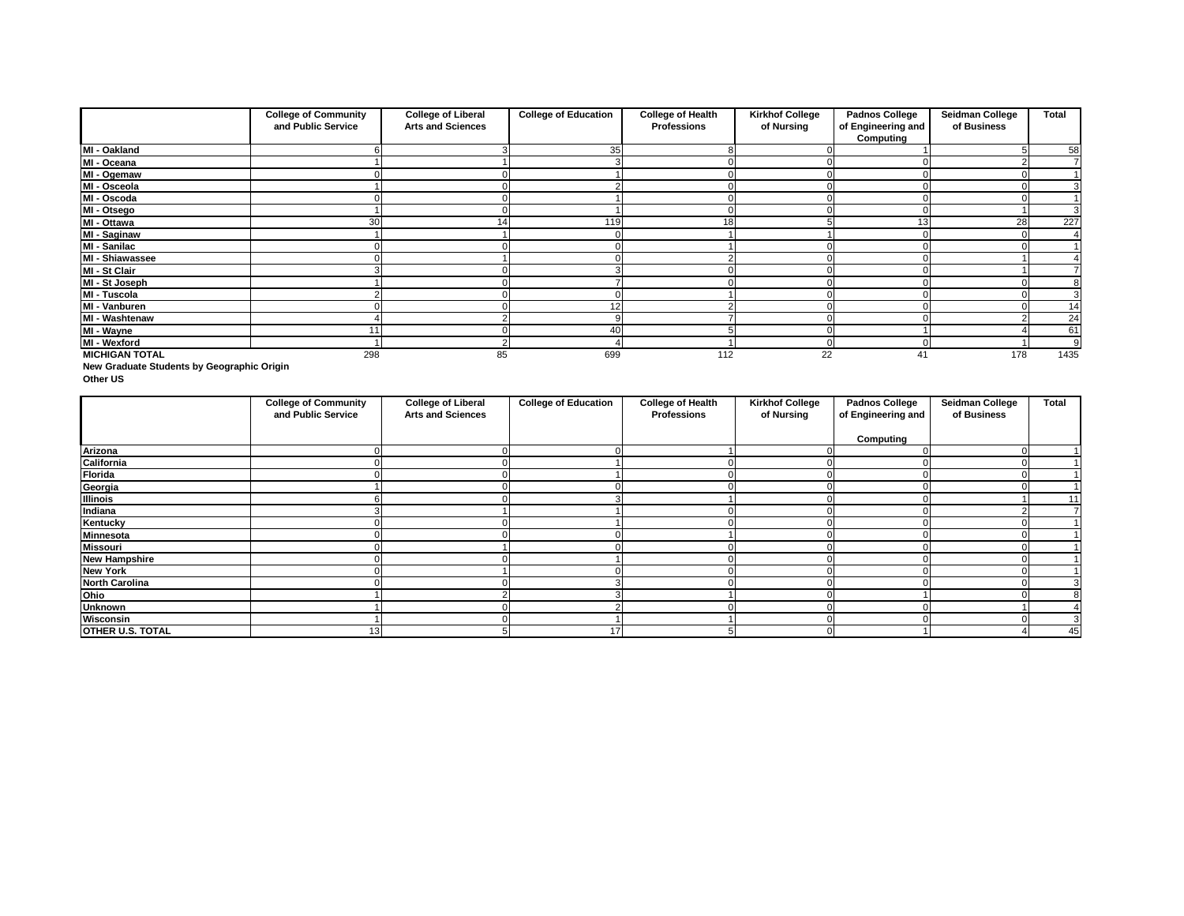| | College of Community and Public Service | College of Liberal Arts and Sciences | College of Education | College of Health Professions | Kirkhof College of Nursing | Padnos College of Engineering and Computing | Seidman College of Business | Total |
|---|---|---|---|---|---|---|---|---|
| MI - Oakland | 6 | 3 | 35 | 8 | 0 | 1 | 5 | 58 |
| MI - Oceana | 1 | 1 | 3 | 0 | 0 | 0 | 2 | 7 |
| MI - Ogemaw | 0 | 0 | 1 | 0 | 0 | 0 | 0 | 1 |
| MI - Osceola | 1 | 0 | 2 | 0 | 0 | 0 | 0 | 3 |
| MI - Oscoda | 0 | 0 | 1 | 0 | 0 | 0 | 0 | 1 |
| MI - Otsego | 1 | 0 | 1 | 0 | 0 | 0 | 1 | 3 |
| MI - Ottawa | 30 | 14 | 119 | 18 | 5 | 13 | 28 | 227 |
| MI - Saginaw | 1 | 1 | 0 | 1 | 1 | 0 | 0 | 4 |
| MI - Sanilac | 0 | 0 | 0 | 1 | 0 | 0 | 0 | 1 |
| MI - Shiawassee | 0 | 1 | 0 | 2 | 0 | 0 | 1 | 4 |
| MI - St Clair | 3 | 0 | 3 | 0 | 0 | 0 | 1 | 7 |
| MI - St Joseph | 1 | 0 | 7 | 0 | 0 | 0 | 0 | 8 |
| MI - Tuscola | 2 | 0 | 0 | 1 | 0 | 0 | 0 | 3 |
| MI - Vanburen | 0 | 0 | 12 | 2 | 0 | 0 | 0 | 14 |
| MI - Washtenaw | 4 | 2 | 9 | 7 | 0 | 0 | 2 | 24 |
| MI - Wayne | 11 | 0 | 40 | 5 | 0 | 1 | 4 | 61 |
| MI - Wexford | 1 | 2 | 4 | 1 | 0 | 0 | 1 | 9 |
| MICHIGAN TOTAL | 298 | 85 | 699 | 112 | 22 | 41 | 178 | 1435 |

**New Graduate Students by Geographic Origin**

**Other US**

| | College of Community and Public Service | College of Liberal Arts and Sciences | College of Education | College of Health Professions | Kirkhof College of Nursing | Padnos College of Engineering and Computing | Seidman College of Business | Total |
|---|---|---|---|---|---|---|---|---|
| Arizona | 0 | 0 | 0 | 1 | 0 | 0 | 0 | 1 |
| California | 0 | 0 | 1 | 0 | 0 | 0 | 0 | 1 |
| Florida | 0 | 0 | 1 | 0 | 0 | 0 | 0 | 1 |
| Georgia | 1 | 0 | 0 | 0 | 0 | 0 | 0 | 1 |
| Illinois | 6 | 0 | 3 | 1 | 0 | 0 | 1 | 11 |
| Indiana | 3 | 1 | 1 | 0 | 0 | 0 | 2 | 7 |
| Kentucky | 0 | 0 | 1 | 0 | 0 | 0 | 0 | 1 |
| Minnesota | 0 | 0 | 0 | 1 | 0 | 0 | 0 | 1 |
| Missouri | 0 | 1 | 0 | 0 | 0 | 0 | 0 | 1 |
| New Hampshire | 0 | 0 | 1 | 0 | 0 | 0 | 0 | 1 |
| New York | 0 | 1 | 0 | 0 | 0 | 0 | 0 | 1 |
| North Carolina | 0 | 0 | 3 | 0 | 0 | 0 | 0 | 3 |
| Ohio | 1 | 2 | 3 | 1 | 0 | 1 | 0 | 8 |
| Unknown | 1 | 0 | 2 | 0 | 0 | 0 | 1 | 4 |
| Wisconsin | 1 | 0 | 1 | 1 | 0 | 0 | 0 | 3 |
| OTHER U.S. TOTAL | 13 | 5 | 17 | 5 | 0 | 1 | 4 | 45 |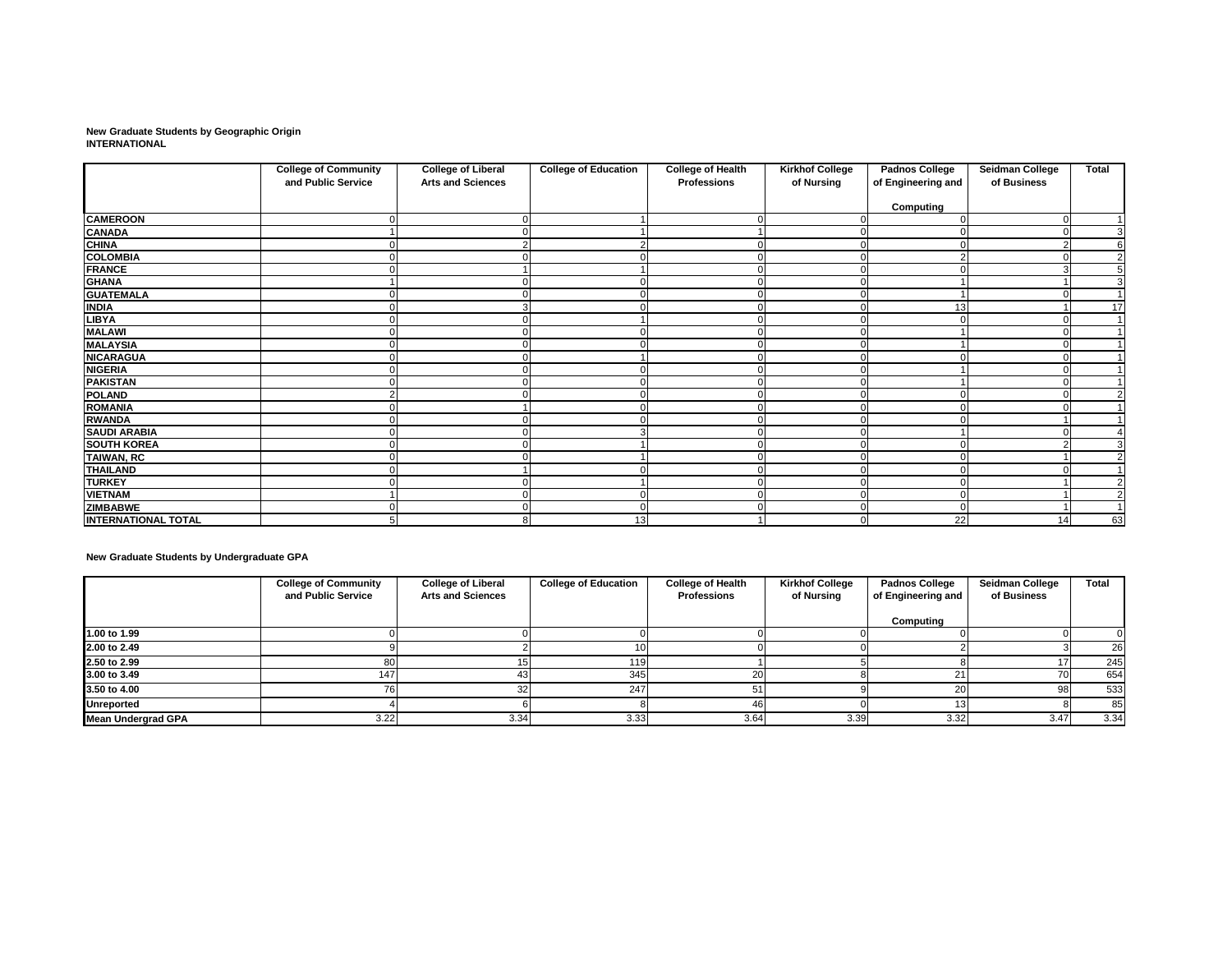**New Graduate Students by Geographic Origin**
**INTERNATIONAL**

| | College of Community and Public Service | College of Liberal Arts and Sciences | College of Education | College of Health Professions | Kirkhof College of Nursing | Padnos College of Engineering and Computing | Seidman College of Business | Total |
|---|---|---|---|---|---|---|---|---|
| **CAMEROON** | 0 | 0 | 1 | 0 | 0 | 0 | 0 | 1 |
| **CANADA** | 1 | 0 | 1 | 1 | 0 | 0 | 0 | 3 |
| **CHINA** | 0 | 2 | 2 | 0 | 0 | 0 | 2 | 6 |
| **COLOMBIA** | 0 | 0 | 0 | 0 | 0 | 2 | 0 | 2 |
| **FRANCE** | 0 | 1 | 1 | 0 | 0 | 0 | 3 | 5 |
| **GHANA** | 1 | 0 | 0 | 0 | 0 | 1 | 1 | 3 |
| **GUATEMALA** | 0 | 0 | 0 | 0 | 0 | 1 | 0 | 1 |
| **INDIA** | 0 | 3 | 0 | 0 | 0 | 13 | 1 | 17 |
| **LIBYA** | 0 | 0 | 1 | 0 | 0 | 0 | 0 | 1 |
| **MALAWI** | 0 | 0 | 0 | 0 | 0 | 1 | 0 | 1 |
| **MALAYSIA** | 0 | 0 | 0 | 0 | 0 | 1 | 0 | 1 |
| **NICARAGUA** | 0 | 0 | 1 | 0 | 0 | 0 | 0 | 1 |
| **NIGERIA** | 0 | 0 | 0 | 0 | 0 | 1 | 0 | 1 |
| **PAKISTAN** | 0 | 0 | 0 | 0 | 0 | 1 | 0 | 1 |
| **POLAND** | 2 | 0 | 0 | 0 | 0 | 0 | 0 | 2 |
| **ROMANIA** | 0 | 1 | 0 | 0 | 0 | 0 | 0 | 1 |
| **RWANDA** | 0 | 0 | 0 | 0 | 0 | 0 | 1 | 1 |
| **SAUDI ARABIA** | 0 | 0 | 3 | 0 | 0 | 1 | 0 | 4 |
| **SOUTH KOREA** | 0 | 0 | 1 | 0 | 0 | 0 | 2 | 3 |
| **TAIWAN, RC** | 0 | 0 | 1 | 0 | 0 | 0 | 1 | 2 |
| **THAILAND** | 0 | 1 | 0 | 0 | 0 | 0 | 0 | 1 |
| **TURKEY** | 0 | 0 | 1 | 0 | 0 | 0 | 1 | 2 |
| **VIETNAM** | 1 | 0 | 0 | 0 | 0 | 0 | 1 | 2 |
| **ZIMBABWE** | 0 | 0 | 0 | 0 | 0 | 0 | 1 | 1 |
| **INTERNATIONAL TOTAL** | 5 | 8 | 13 | 1 | 0 | 22 | 14 | 63 |

**New Graduate Students by Undergraduate GPA**

| | College of Community and Public Service | College of Liberal Arts and Sciences | College of Education | College of Health Professions | Kirkhof College of Nursing | Padnos College of Engineering and Computing | Seidman College of Business | Total |
|---|---|---|---|---|---|---|---|---|
| **1.00 to 1.99** | 0 | 0 | 0 | 0 | 0 | 0 | 0 | 0 |
| **2.00 to 2.49** | 9 | 2 | 10 | 0 | 0 | 2 | 3 | 26 |
| **2.50 to 2.99** | 80 | 15 | 119 | 1 | 5 | 8 | 17 | 245 |
| **3.00 to 3.49** | 147 | 43 | 345 | 20 | 8 | 21 | 70 | 654 |
| **3.50 to 4.00** | 76 | 32 | 247 | 51 | 9 | 20 | 98 | 533 |
| **Unreported** | 4 | 6 | 8 | 46 | 0 | 13 | 8 | 85 |
| **Mean Undergrad GPA** | 3.22 | 3.34 | 3.33 | 3.64 | 3.39 | 3.32 | 3.47 | 3.34 |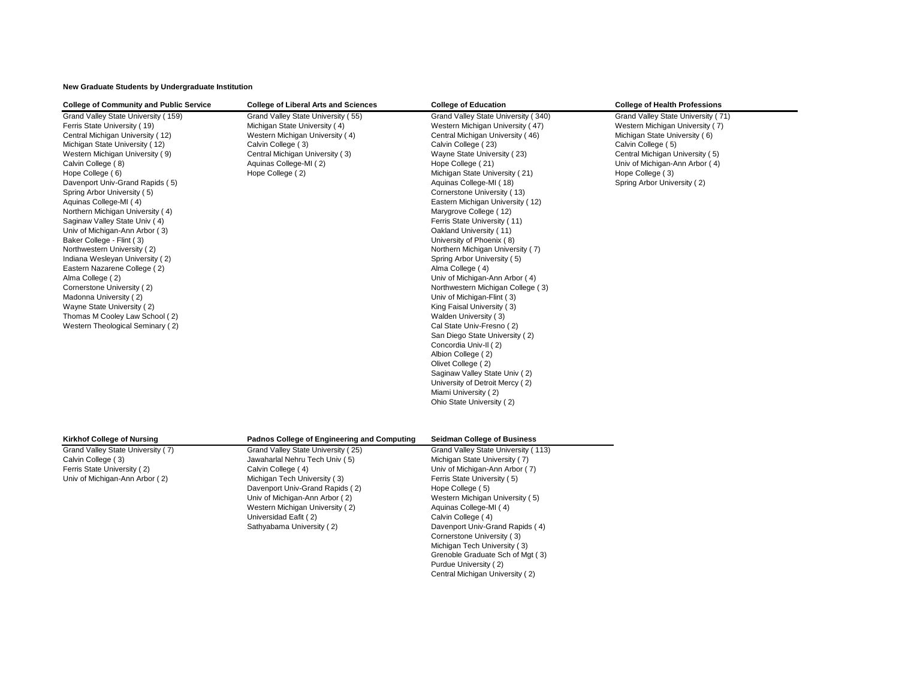**New Graduate Students by Undergraduate Institution**

| College of Community and Public Service | College of Liberal Arts and Sciences | College of Education | College of Health Professions |
|---|---|---|---|
| Grand Valley State University ( 159) | Grand Valley State University ( 55) | Grand Valley State University ( 340) | Grand Valley State University ( 71) |
| Ferris State University ( 19) | Michigan State University ( 4) | Western Michigan University ( 47) | Western Michigan University ( 7) |
| Central Michigan University ( 12) | Western Michigan University ( 4) | Central Michigan University ( 46) | Michigan State University ( 6) |
| Michigan State University ( 12) | Calvin College ( 3) | Calvin College ( 23) | Calvin College ( 5) |
| Western Michigan University ( 9) | Central Michigan University ( 3) | Wayne State University ( 23) | Central Michigan University ( 5) |
| Calvin College ( 8) | Aquinas College-MI ( 2) | Hope College ( 21) | Univ of Michigan-Ann Arbor ( 4) |
| Hope College ( 6) | Hope College ( 2) | Michigan State University ( 21) | Hope College ( 3) |
| Davenport Univ-Grand Rapids ( 5) | | Aquinas College-MI ( 18) | Spring Arbor University ( 2) |
| Spring Arbor University ( 5) | | Cornerstone University ( 13) | |
| Aquinas College-MI ( 4) | | Eastern Michigan University ( 12) | |
| Northern Michigan University ( 4) | | Marygrove College ( 12) | |
| Saginaw Valley State Univ ( 4) | | Ferris State University ( 11) | |
| Univ of Michigan-Ann Arbor ( 3) | | Oakland University ( 11) | |
| Baker College - Flint ( 3) | | University of Phoenix ( 8) | |
| Northwestern University ( 2) | | Northern Michigan University ( 7) | |
| Indiana Wesleyan University ( 2) | | Spring Arbor University ( 5) | |
| Eastern Nazarene College ( 2) | | Alma College ( 4) | |
| Alma College ( 2) | | Univ of Michigan-Ann Arbor ( 4) | |
| Cornerstone University ( 2) | | Northwestern Michigan College ( 3) | |
| Madonna University ( 2) | | Univ of Michigan-Flint ( 3) | |
| Wayne State University ( 2) | | King Faisal University ( 3) | |
| Thomas M Cooley Law School ( 2) | | Walden University ( 3) | |
| Western Theological Seminary ( 2) | | Cal State Univ-Fresno ( 2) | |
| | | San Diego State University ( 2) | |
| | | Concordia Univ-Il ( 2) | |
| | | Albion College ( 2) | |
| | | Olivet College ( 2) | |
| | | Saginaw Valley State Univ ( 2) | |
| | | University of Detroit Mercy ( 2) | |
| | | Miami University ( 2) | |
| | | Ohio State University ( 2) | |

| Kirkhof College of Nursing | Padnos College of Engineering and Computing | Seidman College of Business |
|---|---|---|
| Grand Valley State University ( 7) | Grand Valley State University ( 25) | Grand Valley State University ( 113) |
| Calvin College ( 3) | Jawaharlal Nehru Tech Univ ( 5) | Michigan State University ( 7) |
| Ferris State University ( 2) | Calvin College ( 4) | Univ of Michigan-Ann Arbor ( 7) |
| Univ of Michigan-Ann Arbor ( 2) | Michigan Tech University ( 3) | Ferris State University ( 5) |
| | Davenport Univ-Grand Rapids ( 2) | Hope College ( 5) |
| | Univ of Michigan-Ann Arbor ( 2) | Western Michigan University ( 5) |
| | Western Michigan University ( 2) | Aquinas College-MI ( 4) |
| | Universidad Eafit ( 2) | Calvin College ( 4) |
| | Sathyabama University ( 2) | Davenport Univ-Grand Rapids ( 4) |
| | | Cornerstone University ( 3) |
| | | Michigan Tech University ( 3) |
| | | Grenoble Graduate Sch of Mgt ( 3) |
| | | Purdue University ( 2) |
| | | Central Michigan University ( 2) |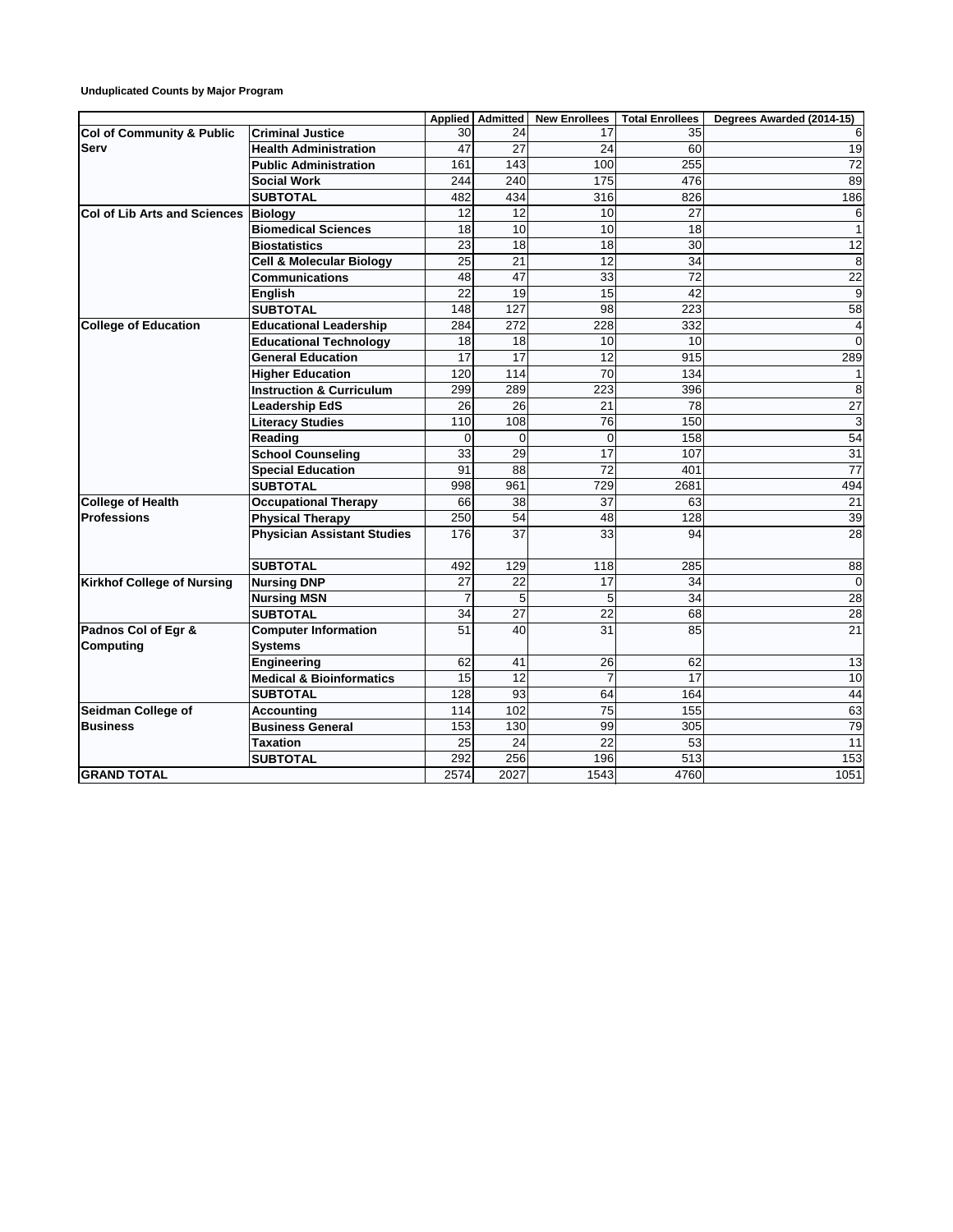**Unduplicated Counts by Major Program**

| | | Applied | Admitted | New Enrollees | Total Enrollees | Degrees Awarded (2014-15) |
|---|---|---|---|---|---|---|
| **Col of Community & Public Serv** | **Criminal Justice** | 30 | 24 | 17 | 35 | 6 |
| | **Health Administration** | 47 | 27 | 24 | 60 | 19 |
| | **Public Administration** | 161 | 143 | 100 | 255 | 72 |
| | **Social Work** | 244 | 240 | 175 | 476 | 89 |
| | **SUBTOTAL** | 482 | 434 | 316 | 826 | 186 |
| **Col of Lib Arts and Sciences** | **Biology** | 12 | 12 | 10 | 27 | 6 |
| | **Biomedical Sciences** | 18 | 10 | 10 | 18 | 1 |
| | **Biostatistics** | 23 | 18 | 18 | 30 | 12 |
| | **Cell & Molecular Biology** | 25 | 21 | 12 | 34 | 8 |
| | **Communications** | 48 | 47 | 33 | 72 | 22 |
| | **English** | 22 | 19 | 15 | 42 | 9 |
| | **SUBTOTAL** | 148 | 127 | 98 | 223 | 58 |
| **College of Education** | **Educational Leadership** | 284 | 272 | 228 | 332 | 4 |
| | **Educational Technology** | 18 | 18 | 10 | 10 | 0 |
| | **General Education** | 17 | 17 | 12 | 915 | 289 |
| | **Higher Education** | 120 | 114 | 70 | 134 | 1 |
| | **Instruction & Curriculum** | 299 | 289 | 223 | 396 | 8 |
| | **Leadership EdS** | 26 | 26 | 21 | 78 | 27 |
| | **Literacy Studies** | 110 | 108 | 76 | 150 | 3 |
| | **Reading** | 0 | 0 | 0 | 158 | 54 |
| | **School Counseling** | 33 | 29 | 17 | 107 | 31 |
| | **Special Education** | 91 | 88 | 72 | 401 | 77 |
| | **SUBTOTAL** | 998 | 961 | 729 | 2681 | 494 |
| **College of Health Professions** | **Occupational Therapy** | 66 | 38 | 37 | 63 | 21 |
| | **Physical Therapy** | 250 | 54 | 48 | 128 | 39 |
| | **Physician Assistant Studies** | 176 | 37 | 33 | 94 | 28 |
| | **SUBTOTAL** | 492 | 129 | 118 | 285 | 88 |
| **Kirkhof College of Nursing** | **Nursing DNP** | 27 | 22 | 17 | 34 | 0 |
| | **Nursing MSN** | 7 | 5 | 5 | 34 | 28 |
| | **SUBTOTAL** | 34 | 27 | 22 | 68 | 28 |
| **Padnos Col of Egr & Computing** | **Computer Information Systems** | 51 | 40 | 31 | 85 | 21 |
| | **Engineering** | 62 | 41 | 26 | 62 | 13 |
| | **Medical & Bioinformatics** | 15 | 12 | 7 | 17 | 10 |
| | **SUBTOTAL** | 128 | 93 | 64 | 164 | 44 |
| **Seidman College of Business** | **Accounting** | 114 | 102 | 75 | 155 | 63 |
| | **Business General** | 153 | 130 | 99 | 305 | 79 |
| | **Taxation** | 25 | 24 | 22 | 53 | 11 |
| | **SUBTOTAL** | 292 | 256 | 196 | 513 | 153 |
| **GRAND TOTAL** | | 2574 | 2027 | 1543 | 4760 | 1051 |